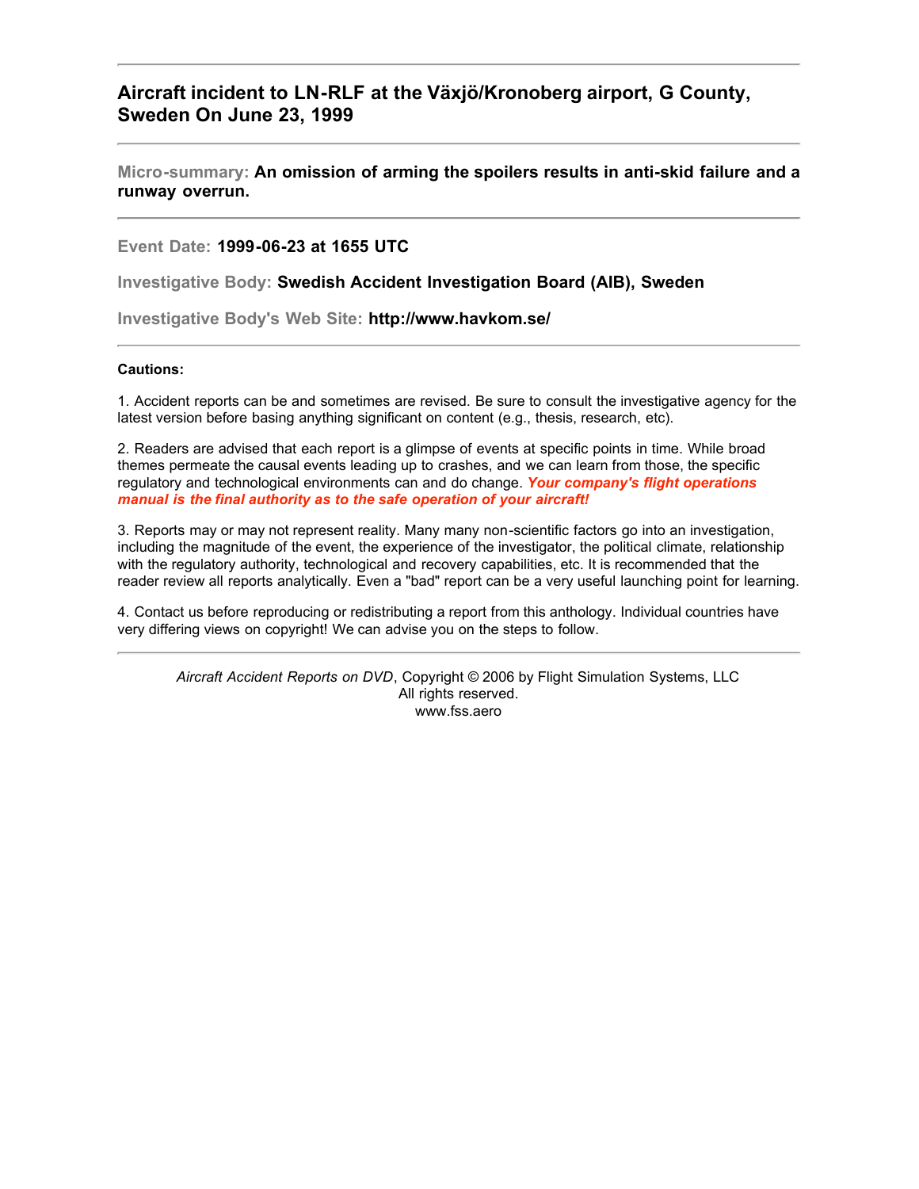# Aircraft incident to LN-RLF at the Växjö/Kronoberg airport, G County, Sweden On June 23, 1999

---

**Micro-summary:** **An omission of arming the spoilers results in anti-skid failure and a runway overrun.**

---

**Event Date:** **1999-06-23 at 1655 UTC**

**Investigative Body:** **Swedish Accident Investigation Board (AIB), Sweden**

**Investigative Body's Web Site:** **http://www.havkom.se/**

---

**Cautions:**

1. Accident reports can be and sometimes are revised. Be sure to consult the investigative agency for the latest version before basing anything significant on content (e.g., thesis, research, etc).

2. Readers are advised that each report is a glimpse of events at specific points in time. While broad themes permeate the causal events leading up to crashes, and we can learn from those, the specific regulatory and technological environments can and do change. ***Your company's flight operations manual is the final authority as to the safe operation of your aircraft!***

3. Reports may or may not represent reality. Many many non-scientific factors go into an investigation, including the magnitude of the event, the experience of the investigator, the political climate, relationship with the regulatory authority, technological and recovery capabilities, etc. It is recommended that the reader review all reports analytically. Even a "bad" report can be a very useful launching point for learning.

4. Contact us before reproducing or redistributing a report from this anthology. Individual countries have very differing views on copyright! We can advise you on the steps to follow.

---

*Aircraft Accident Reports on DVD*, Copyright © 2006 by Flight Simulation Systems, LLC
All rights reserved.
www.fss.aero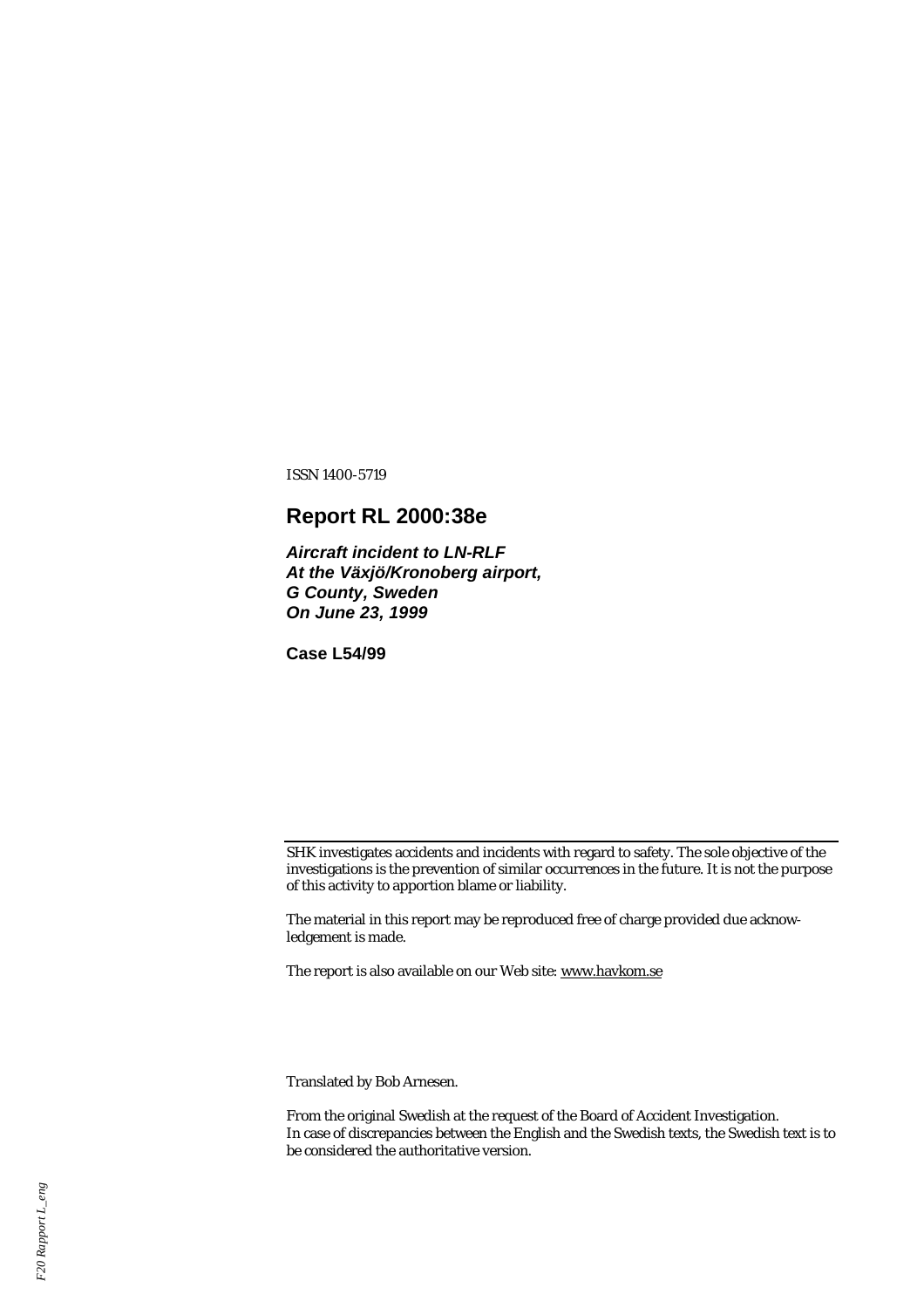ISSN 1400-5719

# Report RL 2000:38e

***Aircraft incident to LN-RLF***
***At the Växjö/Kronoberg airport,***
***G County, Sweden***
***On June 23, 1999***

**Case L54/99**

SHK investigates accidents and incidents with regard to safety. The sole objective of the investigations is the prevention of similar occurrences in the future. It is not the purpose of this activity to apportion blame or liability.

The material in this report may be reproduced free of charge provided due acknowledgement is made.

The report is also available on our Web site: www.havkom.se

Translated by Bob Arnesen.

From the original Swedish at the request of the Board of Accident Investigation.
In case of discrepancies between the English and the Swedish texts, the Swedish text is to be considered the authoritative version.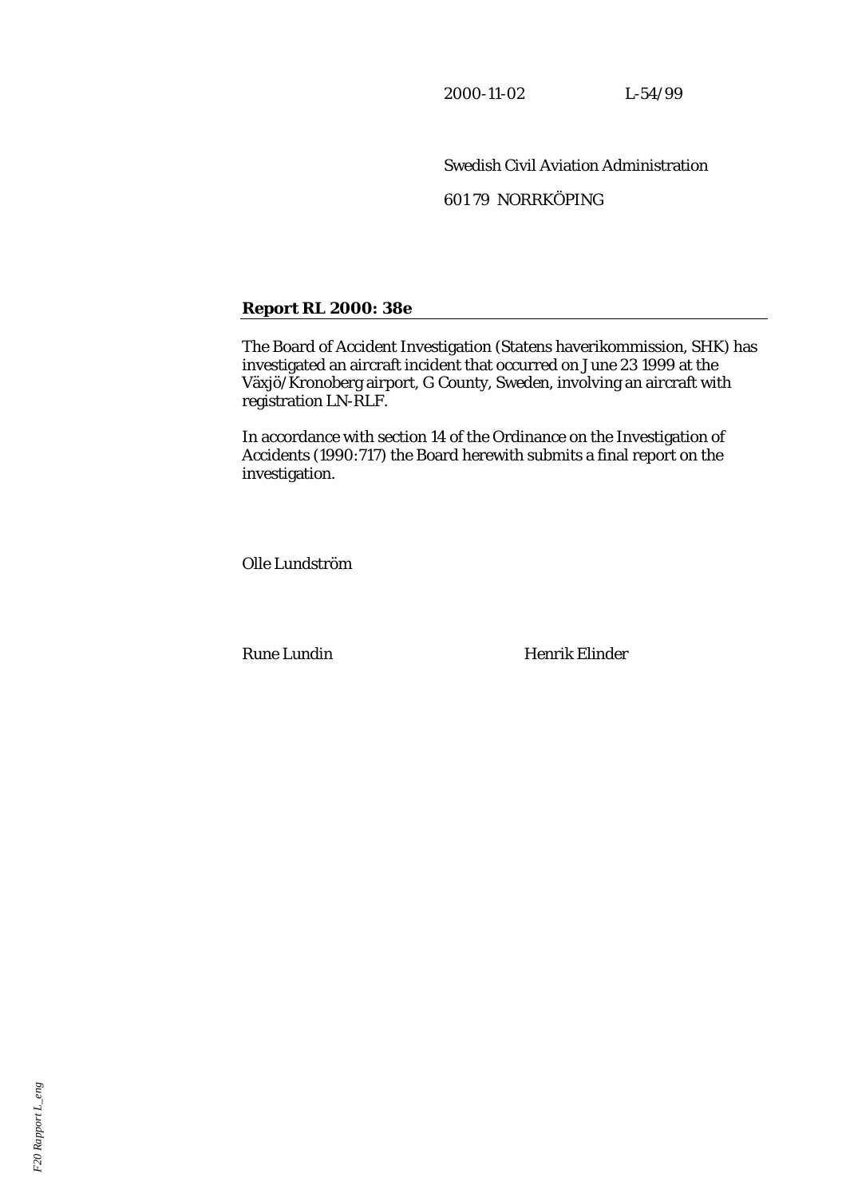2000-11-02 L-54/99

Swedish Civil Aviation Administration

601 79 NORRKÖPING

**Report RL 2000: 38e**

The Board of Accident Investigation (Statens haverikommission, SHK) has investigated an aircraft incident that occurred on June 23 1999 at the Växjö/Kronoberg airport, G County, Sweden, involving an aircraft with registration LN-RLF.

In accordance with section 14 of the Ordinance on the Investigation of Accidents (1990:717) the Board herewith submits a final report on the investigation.

Olle Lundström

Rune Lundin Henrik Elinder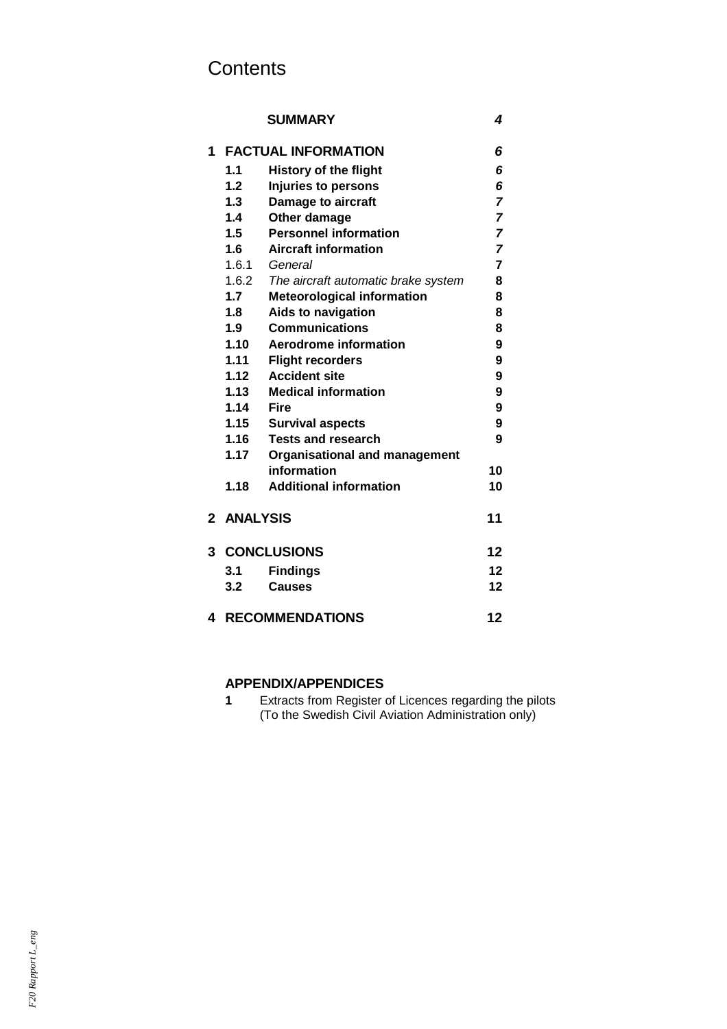# Contents

| | | |
|---|---|---|
| | **SUMMARY** | *4* |
| **1** | **FACTUAL INFORMATION** | *6* |
| **1.1** | **History of the flight** | *6* |
| **1.2** | **Injuries to persons** | *6* |
| **1.3** | **Damage to aircraft** | *7* |
| **1.4** | **Other damage** | *7* |
| **1.5** | **Personnel information** | *7* |
| **1.6** | **Aircraft information** | *7* |
| 1.6.1 | *General* | **7** |
| 1.6.2 | *The aircraft automatic brake system* | **8** |
| **1.7** | **Meteorological information** | **8** |
| **1.8** | **Aids to navigation** | **8** |
| **1.9** | **Communications** | **8** |
| **1.10** | **Aerodrome information** | **9** |
| **1.11** | **Flight recorders** | **9** |
| **1.12** | **Accident site** | **9** |
| **1.13** | **Medical information** | **9** |
| **1.14** | **Fire** | **9** |
| **1.15** | **Survival aspects** | **9** |
| **1.16** | **Tests and research** | **9** |
| **1.17** | **Organisational and management information** | **10** |
| **1.18** | **Additional information** | **10** |
| **2** | **ANALYSIS** | **11** |
| **3** | **CONCLUSIONS** | **12** |
| **3.1** | **Findings** | **12** |
| **3.2** | **Causes** | **12** |
| **4** | **RECOMMENDATIONS** | **12** |

**APPENDIX/APPENDICES**

**1** Extracts from Register of Licences regarding the pilots (To the Swedish Civil Aviation Administration only)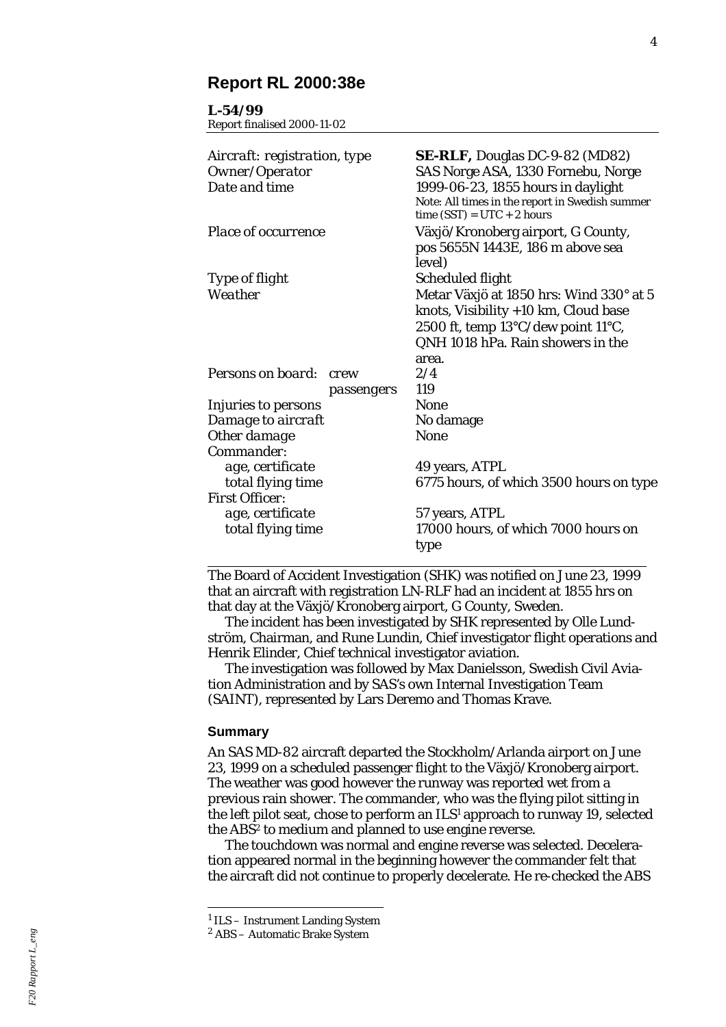# Report RL 2000:38e

**L-54/99**
Report finalised 2000-11-02

| | |
|---|---|
| *Aircraft: registration, type* | **SE-RLF,** Douglas DC-9-82 (MD82) |
| *Owner/Operator* | SAS Norge ASA, 1330 Fornebu, Norge |
| *Date and time* | 1999-06-23, 1855 hours in daylight<br>Note: All times in the report in Swedish summer time (SST) = UTC + 2 hours |
| *Place of occurrence* | Växjö/Kronoberg airport, G County, pos 5655N 1443E, 186 m above sea level) |
| *Type of flight* | Scheduled flight |
| *Weather* | Metar Växjö at 1850 hrs: Wind 330° at 5 knots, Visibility +10 km, Cloud base 2500 ft, temp 13°C/dew point 11°C, QNH 1018 hPa. Rain showers in the area. |
| *Persons on board: crew* | 2/4 |
| *passengers* | 119 |
| *Injuries to persons* | None |
| *Damage to aircraft* | No damage |
| *Other damage* | None |
| *Commander:* | |
| *age, certificate* | 49 years, ATPL |
| *total flying time* | 6775 hours, of which 3500 hours on type |
| *First Officer:* | |
| *age, certificate* | 57 years, ATPL |
| *total flying time* | 17000 hours, of which 7000 hours on type |

The Board of Accident Investigation (SHK) was notified on June 23, 1999 that an aircraft with registration LN-RLF had an incident at 1855 hrs on that day at the Växjö/Kronoberg airport, G County, Sweden.

The incident has been investigated by SHK represented by Olle Lundström, Chairman, and Rune Lundin, Chief investigator flight operations and Henrik Elinder, Chief technical investigator aviation.

The investigation was followed by Max Danielsson, Swedish Civil Aviation Administration and by SAS's own Internal Investigation Team (SAINT), represented by Lars Deremo and Thomas Krave.

### Summary

An SAS MD-82 aircraft departed the Stockholm/Arlanda airport on June 23, 1999 on a scheduled passenger flight to the Växjö/Kronoberg airport. The weather was good however the runway was reported wet from a previous rain shower. The commander, who was the flying pilot sitting in the left pilot seat, chose to perform an ILS[1] approach to runway 19, selected the ABS[2] to medium and planned to use engine reverse.

The touchdown was normal and engine reverse was selected. Deceleration appeared normal in the beginning however the commander felt that the aircraft did not continue to properly decelerate. He re-checked the ABS

[1] ILS – Instrument Landing System

[2] ABS – Automatic Brake System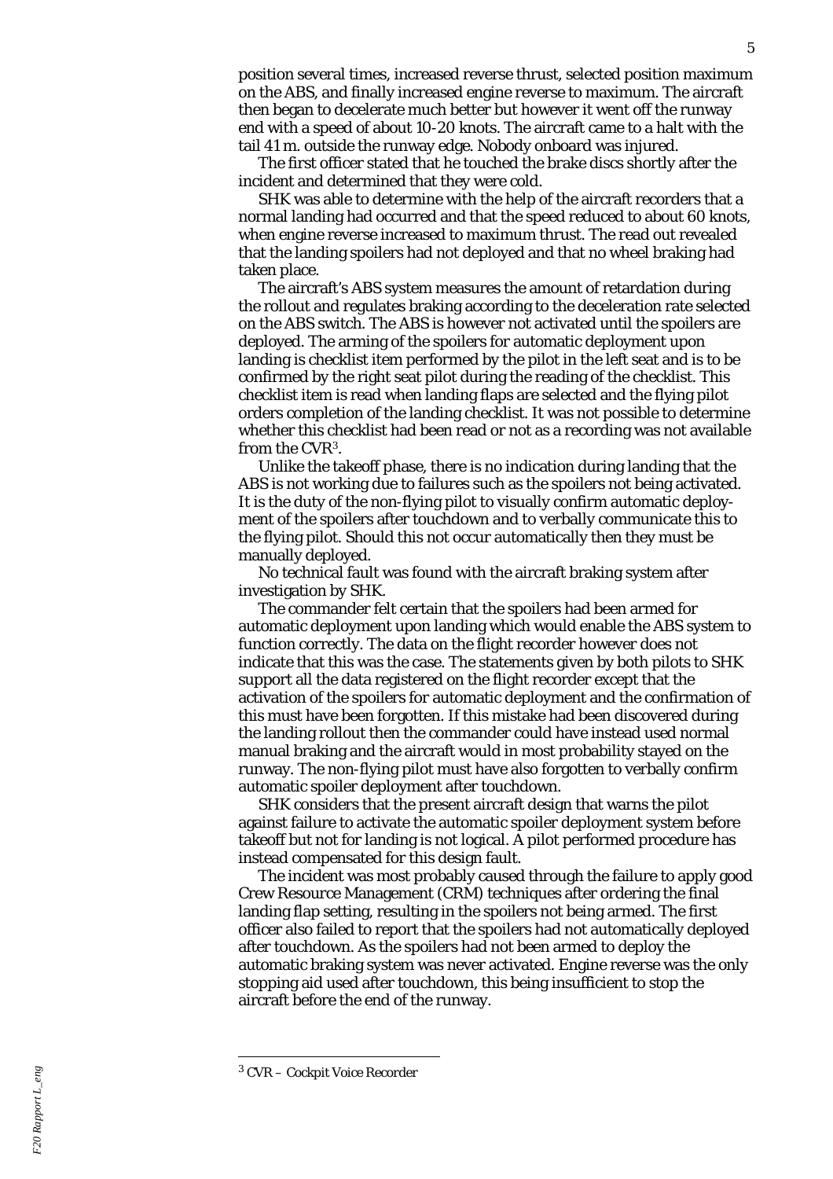position several times, increased reverse thrust, selected position maximum on the ABS, and finally increased engine reverse to maximum. The aircraft then began to decelerate much better but however it went off the runway end with a speed of about 10-20 knots. The aircraft came to a halt with the tail 41 m. outside the runway edge. Nobody onboard was injured.

The first officer stated that he touched the brake discs shortly after the incident and determined that they were cold.

SHK was able to determine with the help of the aircraft recorders that a normal landing had occurred and that the speed reduced to about 60 knots, when engine reverse increased to maximum thrust. The read out revealed that the landing spoilers had not deployed and that no wheel braking had taken place.

The aircraft's ABS system measures the amount of retardation during the rollout and regulates braking according to the deceleration rate selected on the ABS switch. The ABS is however not activated until the spoilers are deployed. The arming of the spoilers for automatic deployment upon landing is checklist item performed by the pilot in the left seat and is to be confirmed by the right seat pilot during the reading of the checklist. This checklist item is read when landing flaps are selected and the flying pilot orders completion of the landing checklist. It was not possible to determine whether this checklist had been read or not as a recording was not available from the CVR[3].

Unlike the takeoff phase, there is no indication during landing that the ABS is not working due to failures such as the spoilers not being activated. It is the duty of the non-flying pilot to visually confirm automatic deployment of the spoilers after touchdown and to verbally communicate this to the flying pilot. Should this not occur automatically then they must be manually deployed.

No technical fault was found with the aircraft braking system after investigation by SHK.

The commander felt certain that the spoilers had been armed for automatic deployment upon landing which would enable the ABS system to function correctly. The data on the flight recorder however does not indicate that this was the case. The statements given by both pilots to SHK support all the data registered on the flight recorder except that the activation of the spoilers for automatic deployment and the confirmation of this must have been forgotten. If this mistake had been discovered during the landing rollout then the commander could have instead used normal manual braking and the aircraft would in most probability stayed on the runway. The non-flying pilot must have also forgotten to verbally confirm automatic spoiler deployment after touchdown.

SHK considers that the present aircraft design that warns the pilot against failure to activate the automatic spoiler deployment system before takeoff but not for landing is not logical. A pilot performed procedure has instead compensated for this design fault.

The incident was most probably caused through the failure to apply good Crew Resource Management (CRM) techniques after ordering the final landing flap setting, resulting in the spoilers not being armed. The first officer also failed to report that the spoilers had not automatically deployed after touchdown. As the spoilers had not been armed to deploy the automatic braking system was never activated. Engine reverse was the only stopping aid used after touchdown, this being insufficient to stop the aircraft before the end of the runway.

---

[3] CVR – Cockpit Voice Recorder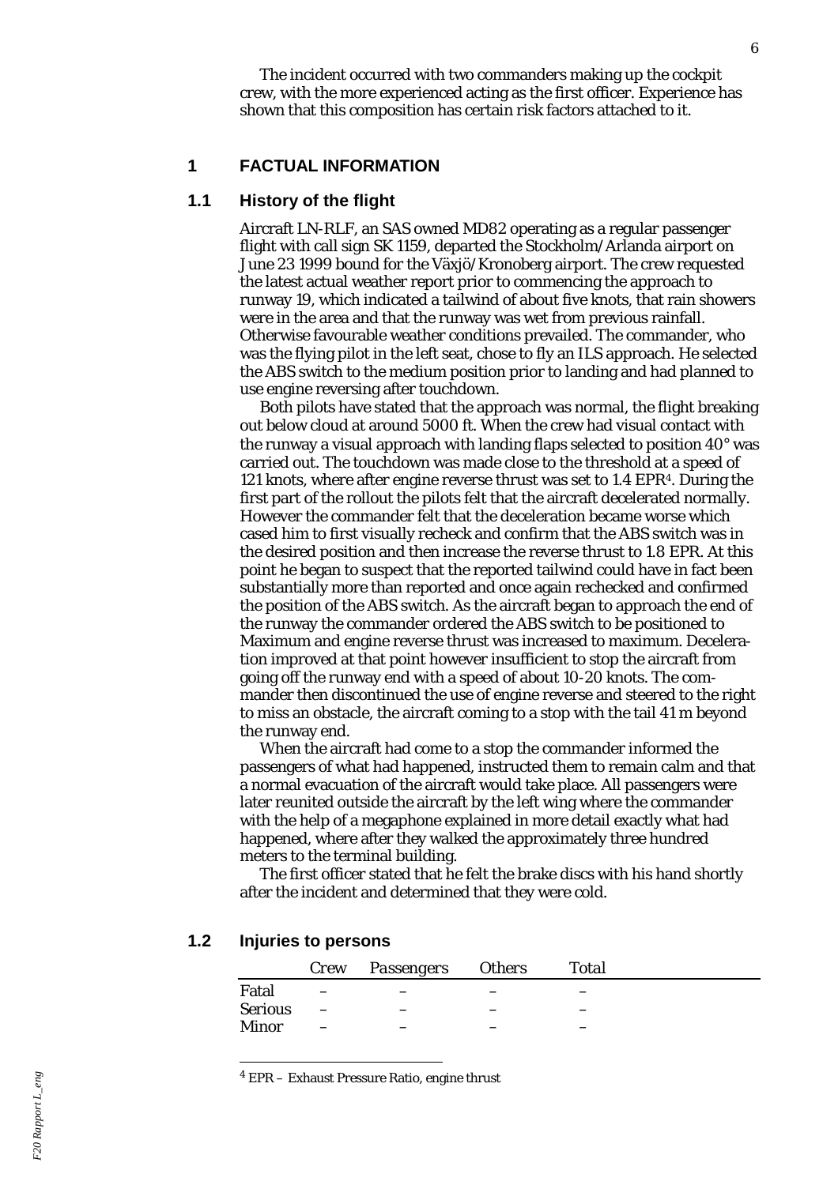The incident occurred with two commanders making up the cockpit crew, with the more experienced acting as the first officer. Experience has shown that this composition has certain risk factors attached to it.

# 1 FACTUAL INFORMATION

## 1.1 History of the flight

Aircraft LN-RLF, an SAS owned MD82 operating as a regular passenger flight with call sign SK 1159, departed the Stockholm/Arlanda airport on June 23 1999 bound for the Växjö/Kronoberg airport. The crew requested the latest actual weather report prior to commencing the approach to runway 19, which indicated a tailwind of about five knots, that rain showers were in the area and that the runway was wet from previous rainfall. Otherwise favourable weather conditions prevailed. The commander, who was the flying pilot in the left seat, chose to fly an ILS approach. He selected the ABS switch to the medium position prior to landing and had planned to use engine reversing after touchdown.

Both pilots have stated that the approach was normal, the flight breaking out below cloud at around 5000 ft. When the crew had visual contact with the runway a visual approach with landing flaps selected to position 40° was carried out. The touchdown was made close to the threshold at a speed of 121 knots, where after engine reverse thrust was set to 1.4 EPR[4]. During the first part of the rollout the pilots felt that the aircraft decelerated normally. However the commander felt that the deceleration became worse which cased him to first visually recheck and confirm that the ABS switch was in the desired position and then increase the reverse thrust to 1.8 EPR. At this point he began to suspect that the reported tailwind could have in fact been substantially more than reported and once again rechecked and confirmed the position of the ABS switch. As the aircraft began to approach the end of the runway the commander ordered the ABS switch to be positioned to Maximum and engine reverse thrust was increased to maximum. Deceleration improved at that point however insufficient to stop the aircraft from going off the runway end with a speed of about 10-20 knots. The commander then discontinued the use of engine reverse and steered to the right to miss an obstacle, the aircraft coming to a stop with the tail 41 m beyond the runway end.

When the aircraft had come to a stop the commander informed the passengers of what had happened, instructed them to remain calm and that a normal evacuation of the aircraft would take place. All passengers were later reunited outside the aircraft by the left wing where the commander with the help of a megaphone explained in more detail exactly what had happened, where after they walked the approximately three hundred meters to the terminal building.

The first officer stated that he felt the brake discs with his hand shortly after the incident and determined that they were cold.

## 1.2 Injuries to persons

| | Crew | Passengers | Others | Total |
|---|---|---|---|---|
| Fatal | – | – | – | – |
| Serious | – | – | – | – |
| Minor | – | – | – | – |

[4] EPR – Exhaust Pressure Ratio, engine thrust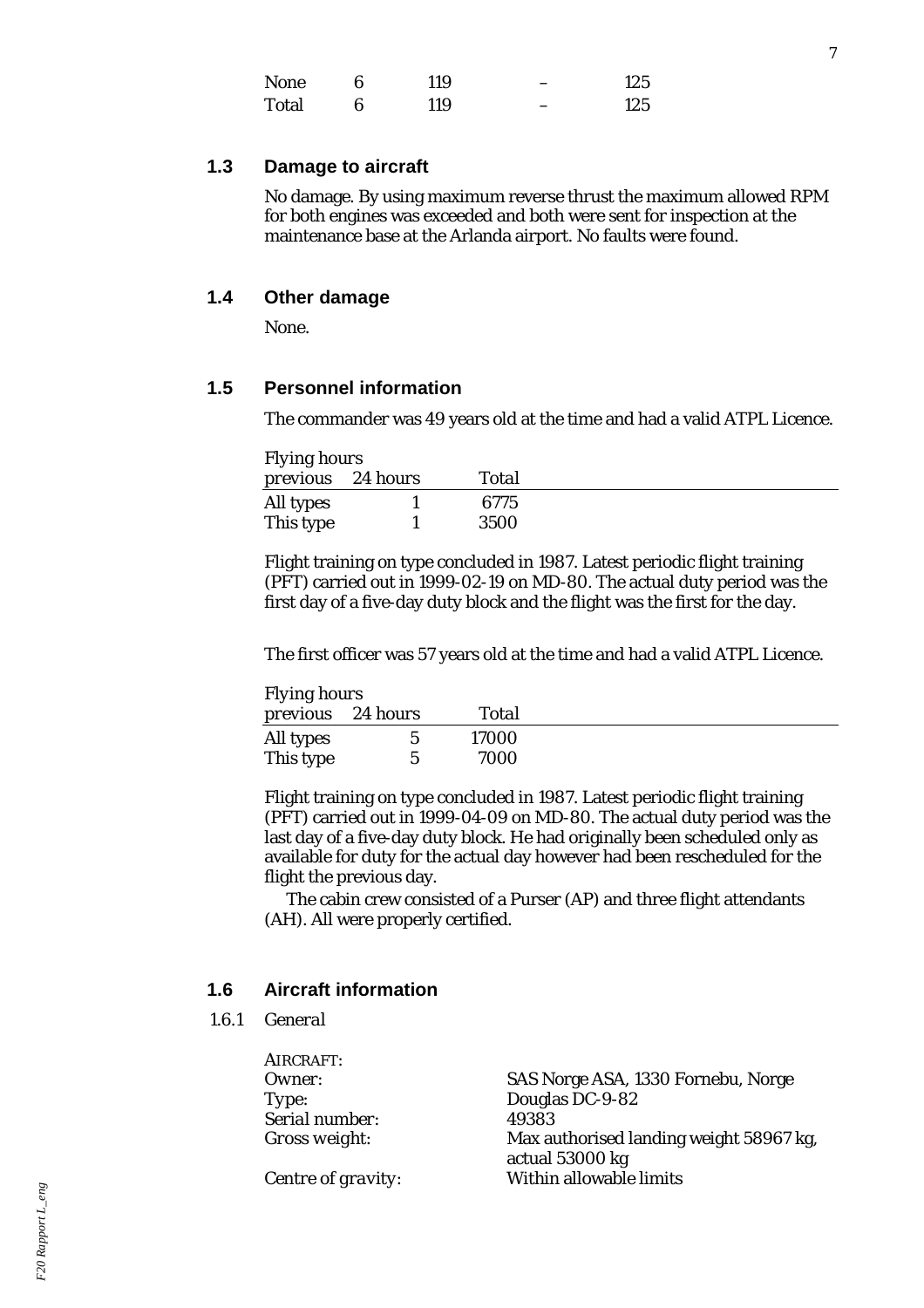| None | 6 | 119 | – | 125 |
|---|---|---|---|---|
| Total | 6 | 119 | – | 125 |

## 1.3 Damage to aircraft

No damage. By using maximum reverse thrust the maximum allowed RPM for both engines was exceeded and both were sent for inspection at the maintenance base at the Arlanda airport. No faults were found.

## 1.4 Other damage

None.

## 1.5 Personnel information

The commander was 49 years old at the time and had a valid ATPL Licence.

| Flying hours previous | 24 hours | Total |
|---|---|---|
| All types | 1 | 6775 |
| This type | 1 | 3500 |

Flight training on type concluded in 1987. Latest periodic flight training (PFT) carried out in 1999-02-19 on MD-80. The actual duty period was the first day of a five-day duty block and the flight was the first for the day.

The first officer was 57 years old at the time and had a valid ATPL Licence.

| Flying hours previous | 24 hours | Total |
|---|---|---|
| All types | 5 | 17000 |
| This type | 5 | 7000 |

Flight training on type concluded in 1987. Latest periodic flight training (PFT) carried out in 1999-04-09 on MD-80. The actual duty period was the last day of a five-day duty block. He had originally been scheduled only as available for duty for the actual day however had been rescheduled for the flight the previous day.

The cabin crew consisted of a Purser (AP) and three flight attendants (AH). All were properly certified.

## 1.6 Aircraft information

### 1.6.1 *General*

AIRCRAFT:

| | |
|---|---|
| Owner: | SAS Norge ASA, 1330 Fornebu, Norge |
| Type: | Douglas DC-9-82 |
| Serial number: | 49383 |
| Gross weight: | Max authorised landing weight 58967 kg, actual 53000 kg |
| Centre of gravity: | Within allowable limits |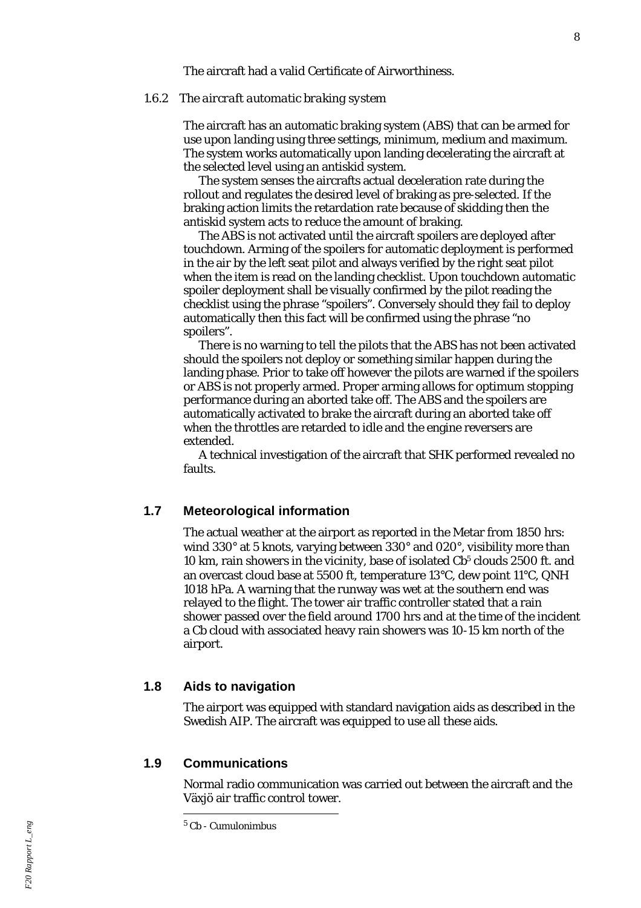The aircraft had a valid Certificate of Airworthiness.

### 1.6.2 *The aircraft automatic braking system*

The aircraft has an automatic braking system (ABS) that can be armed for use upon landing using three settings, minimum, medium and maximum. The system works automatically upon landing decelerating the aircraft at the selected level using an antiskid system.

The system senses the aircrafts actual deceleration rate during the rollout and regulates the desired level of braking as pre-selected. If the braking action limits the retardation rate because of skidding then the antiskid system acts to reduce the amount of braking.

The ABS is not activated until the aircraft spoilers are deployed after touchdown. Arming of the spoilers for automatic deployment is performed in the air by the left seat pilot and always verified by the right seat pilot when the item is read on the landing checklist. Upon touchdown automatic spoiler deployment shall be visually confirmed by the pilot reading the checklist using the phrase "spoilers". Conversely should they fail to deploy automatically then this fact will be confirmed using the phrase "no spoilers".

There is no warning to tell the pilots that the ABS has not been activated should the spoilers not deploy or something similar happen during the landing phase. Prior to take off however the pilots are warned if the spoilers or ABS is not properly armed. Proper arming allows for optimum stopping performance during an aborted take off. The ABS and the spoilers are automatically activated to brake the aircraft during an aborted take off when the throttles are retarded to idle and the engine reversers are extended.

A technical investigation of the aircraft that SHK performed revealed no faults.

## 1.7 Meteorological information

The actual weather at the airport as reported in the Metar from 1850 hrs: wind 330° at 5 knots, varying between 330° and 020°, visibility more than 10 km, rain showers in the vicinity, base of isolated Cb[5] clouds 2500 ft. and an overcast cloud base at 5500 ft, temperature 13°C, dew point 11°C, QNH 1018 hPa. A warning that the runway was wet at the southern end was relayed to the flight. The tower air traffic controller stated that a rain shower passed over the field around 1700 hrs and at the time of the incident a Cb cloud with associated heavy rain showers was 10-15 km north of the airport.

## 1.8 Aids to navigation

The airport was equipped with standard navigation aids as described in the Swedish AIP. The aircraft was equipped to use all these aids.

## 1.9 Communications

Normal radio communication was carried out between the aircraft and the Växjö air traffic control tower.

[5] Cb - Cumulonimbus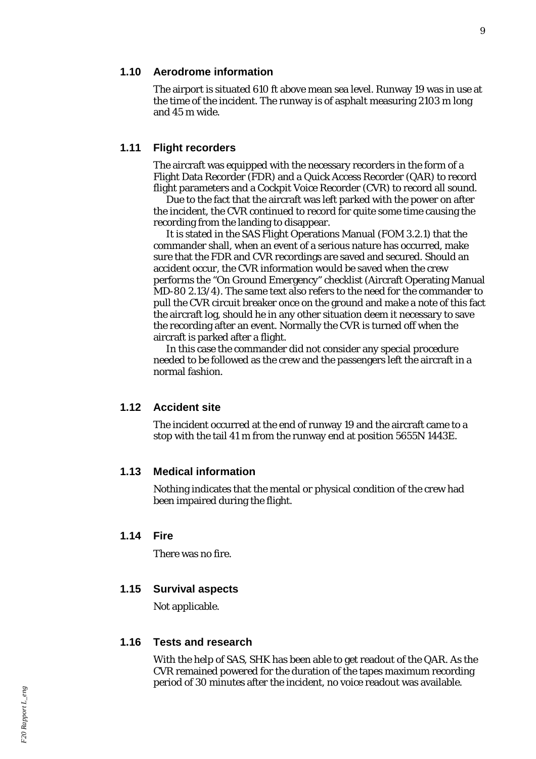## 1.10 Aerodrome information

The airport is situated 610 ft above mean sea level. Runway 19 was in use at the time of the incident. The runway is of asphalt measuring 2103 m long and 45 m wide.

## 1.11 Flight recorders

The aircraft was equipped with the necessary recorders in the form of a Flight Data Recorder (FDR) and a Quick Access Recorder (QAR) to record flight parameters and a Cockpit Voice Recorder (CVR) to record all sound.

Due to the fact that the aircraft was left parked with the power on after the incident, the CVR continued to record for quite some time causing the recording from the landing to disappear.

It is stated in the SAS Flight Operations Manual (FOM 3.2.1) that the commander shall, when an event of a serious nature has occurred, make sure that the FDR and CVR recordings are saved and secured. Should an accident occur, the CVR information would be saved when the crew performs the "On Ground Emergency" checklist (Aircraft Operating Manual MD-80 2.13/4). The same text also refers to the need for the commander to pull the CVR circuit breaker once on the ground and make a note of this fact the aircraft log, should he in any other situation deem it necessary to save the recording after an event. Normally the CVR is turned off when the aircraft is parked after a flight.

In this case the commander did not consider any special procedure needed to be followed as the crew and the passengers left the aircraft in a normal fashion.

## 1.12 Accident site

The incident occurred at the end of runway 19 and the aircraft came to a stop with the tail 41 m from the runway end at position 5655N 1443E.

## 1.13 Medical information

Nothing indicates that the mental or physical condition of the crew had been impaired during the flight.

## 1.14 Fire

There was no fire.

## 1.15 Survival aspects

Not applicable.

## 1.16 Tests and research

With the help of SAS, SHK has been able to get readout of the QAR. As the CVR remained powered for the duration of the tapes maximum recording period of 30 minutes after the incident, no voice readout was available.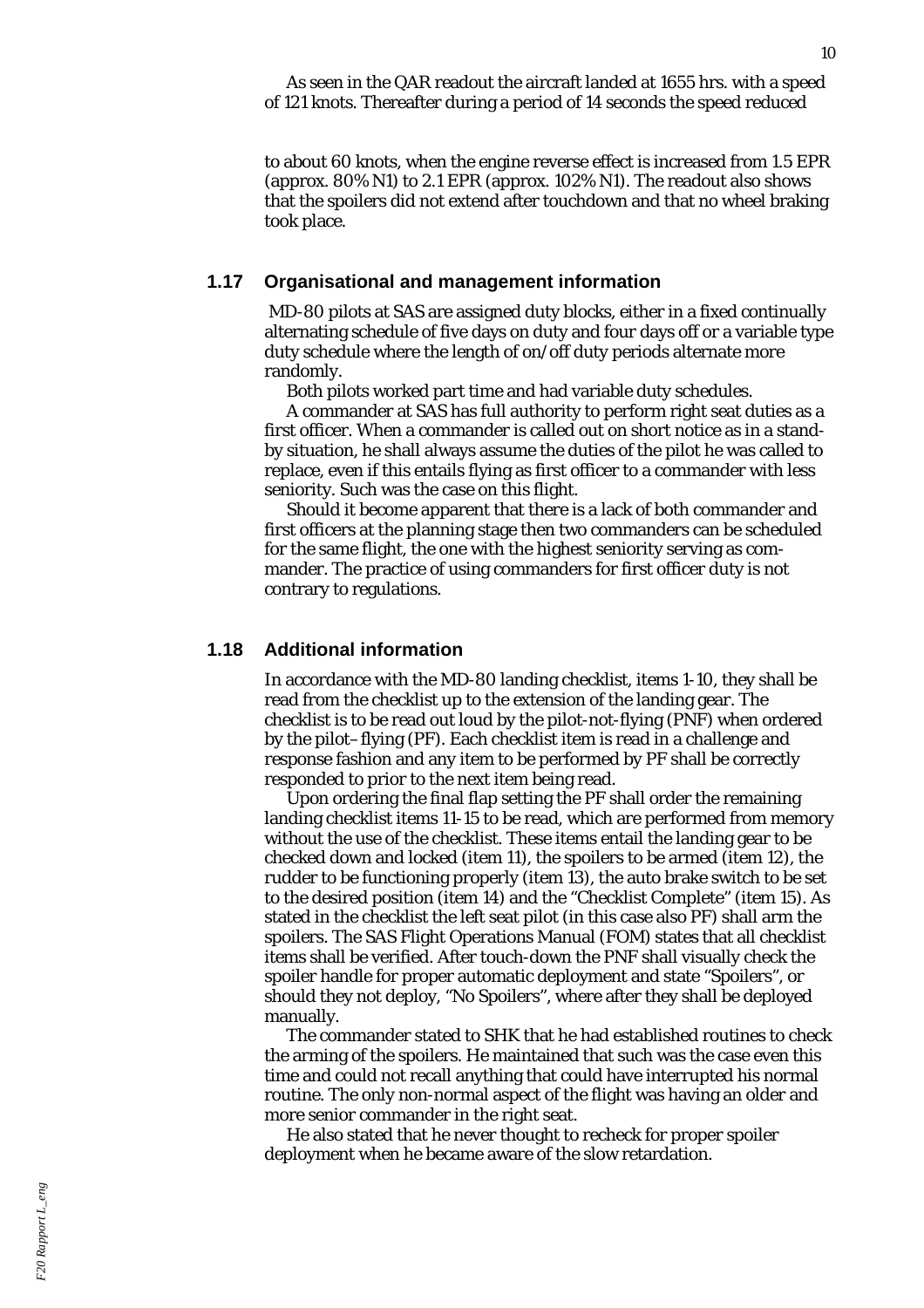As seen in the QAR readout the aircraft landed at 1655 hrs. with a speed of 121 knots. Thereafter during a period of 14 seconds the speed reduced

to about 60 knots, when the engine reverse effect is increased from 1.5 EPR (approx. 80% N1) to 2.1 EPR (approx. 102% N1). The readout also shows that the spoilers did not extend after touchdown and that no wheel braking took place.

## 1.17 Organisational and management information

MD-80 pilots at SAS are assigned duty blocks, either in a fixed continually alternating schedule of five days on duty and four days off or a variable type duty schedule where the length of on/off duty periods alternate more randomly.

Both pilots worked part time and had variable duty schedules.

A commander at SAS has full authority to perform right seat duties as a first officer. When a commander is called out on short notice as in a stand-by situation, he shall always assume the duties of the pilot he was called to replace, even if this entails flying as first officer to a commander with less seniority. Such was the case on this flight.

Should it become apparent that there is a lack of both commander and first officers at the planning stage then two commanders can be scheduled for the same flight, the one with the highest seniority serving as commander. The practice of using commanders for first officer duty is not contrary to regulations.

## 1.18 Additional information

In accordance with the MD-80 landing checklist, items 1-10, they shall be read from the checklist up to the extension of the landing gear. The checklist is to be read out loud by the pilot-not-flying (PNF) when ordered by the pilot–flying (PF). Each checklist item is read in a challenge and response fashion and any item to be performed by PF shall be correctly responded to prior to the next item being read.

Upon ordering the final flap setting the PF shall order the remaining landing checklist items 11-15 to be read, which are performed from memory without the use of the checklist. These items entail the landing gear to be checked down and locked (item 11), the spoilers to be armed (item 12), the rudder to be functioning properly (item 13), the auto brake switch to be set to the desired position (item 14) and the "Checklist Complete" (item 15). As stated in the checklist the left seat pilot (in this case also PF) shall arm the spoilers. The SAS Flight Operations Manual (FOM) states that all checklist items shall be verified. After touch-down the PNF shall visually check the spoiler handle for proper automatic deployment and state "Spoilers", or should they not deploy, "No Spoilers", where after they shall be deployed manually.

The commander stated to SHK that he had established routines to check the arming of the spoilers. He maintained that such was the case even this time and could not recall anything that could have interrupted his normal routine. The only non-normal aspect of the flight was having an older and more senior commander in the right seat.

He also stated that he never thought to recheck for proper spoiler deployment when he became aware of the slow retardation.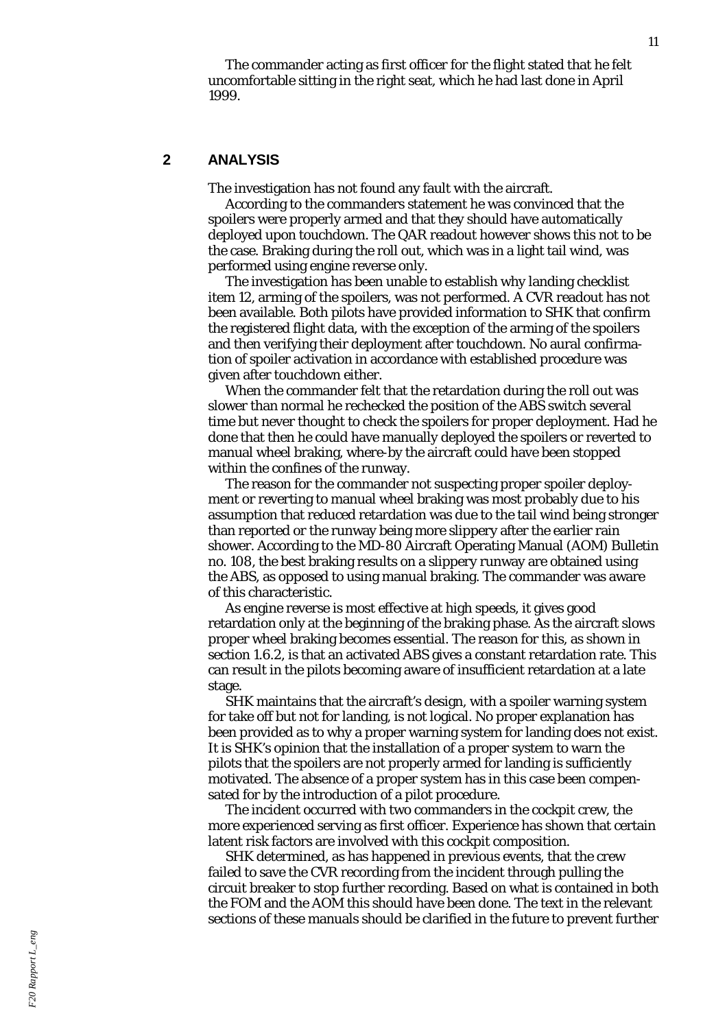The commander acting as first officer for the flight stated that he felt uncomfortable sitting in the right seat, which he had last done in April 1999.

## 2 ANALYSIS

The investigation has not found any fault with the aircraft.

According to the commanders statement he was convinced that the spoilers were properly armed and that they should have automatically deployed upon touchdown. The QAR readout however shows this not to be the case. Braking during the roll out, which was in a light tail wind, was performed using engine reverse only.

The investigation has been unable to establish why landing checklist item 12, arming of the spoilers, was not performed. A CVR readout has not been available. Both pilots have provided information to SHK that confirm the registered flight data, with the exception of the arming of the spoilers and then verifying their deployment after touchdown. No aural confirmation of spoiler activation in accordance with established procedure was given after touchdown either.

When the commander felt that the retardation during the roll out was slower than normal he rechecked the position of the ABS switch several time but never thought to check the spoilers for proper deployment. Had he done that then he could have manually deployed the spoilers or reverted to manual wheel braking, where-by the aircraft could have been stopped within the confines of the runway.

The reason for the commander not suspecting proper spoiler deployment or reverting to manual wheel braking was most probably due to his assumption that reduced retardation was due to the tail wind being stronger than reported or the runway being more slippery after the earlier rain shower. According to the MD-80 Aircraft Operating Manual (AOM) Bulletin no. 108, the best braking results on a slippery runway are obtained using the ABS, as opposed to using manual braking. The commander was aware of this characteristic.

As engine reverse is most effective at high speeds, it gives good retardation only at the beginning of the braking phase. As the aircraft slows proper wheel braking becomes essential. The reason for this, as shown in section 1.6.2, is that an activated ABS gives a constant retardation rate. This can result in the pilots becoming aware of insufficient retardation at a late stage.

SHK maintains that the aircraft's design, with a spoiler warning system for take off but not for landing, is not logical. No proper explanation has been provided as to why a proper warning system for landing does not exist. It is SHK's opinion that the installation of a proper system to warn the pilots that the spoilers are not properly armed for landing is sufficiently motivated. The absence of a proper system has in this case been compensated for by the introduction of a pilot procedure.

The incident occurred with two commanders in the cockpit crew, the more experienced serving as first officer. Experience has shown that certain latent risk factors are involved with this cockpit composition.

SHK determined, as has happened in previous events, that the crew failed to save the CVR recording from the incident through pulling the circuit breaker to stop further recording. Based on what is contained in both the FOM and the AOM this should have been done. The text in the relevant sections of these manuals should be clarified in the future to prevent further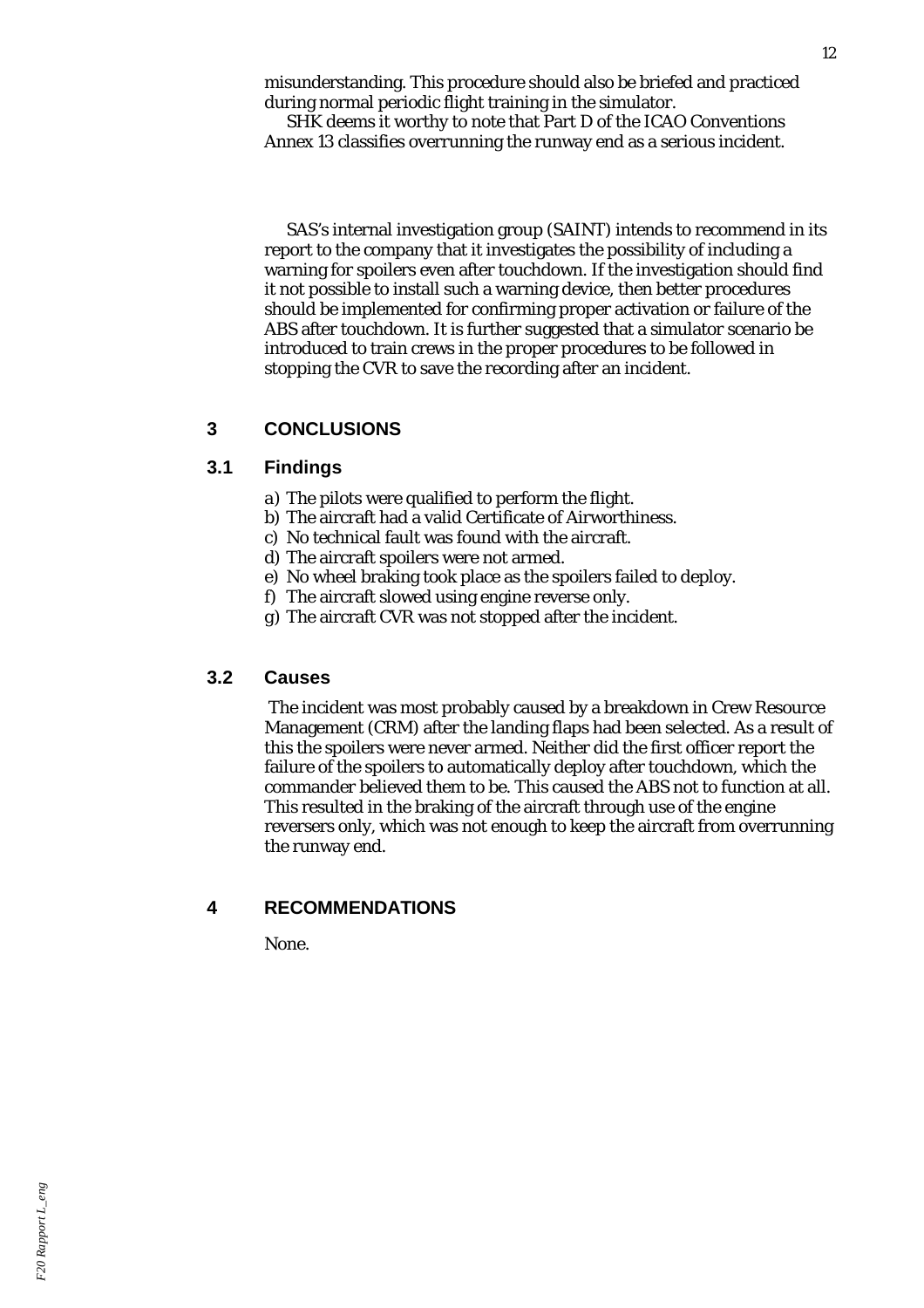misunderstanding. This procedure should also be briefed and practiced during normal periodic flight training in the simulator.

SHK deems it worthy to note that Part D of the ICAO Conventions Annex 13 classifies overrunning the runway end as a serious incident.

SAS's internal investigation group (SAINT) intends to recommend in its report to the company that it investigates the possibility of including a warning for spoilers even after touchdown. If the investigation should find it not possible to install such a warning device, then better procedures should be implemented for confirming proper activation or failure of the ABS after touchdown. It is further suggested that a simulator scenario be introduced to train crews in the proper procedures to be followed in stopping the CVR to save the recording after an incident.

## 3 CONCLUSIONS

### 3.1 Findings

a) The pilots were qualified to perform the flight.
b) The aircraft had a valid Certificate of Airworthiness.
c) No technical fault was found with the aircraft.
d) The aircraft spoilers were not armed.
e) No wheel braking took place as the spoilers failed to deploy.
f) The aircraft slowed using engine reverse only.
g) The aircraft CVR was not stopped after the incident.

### 3.2 Causes

The incident was most probably caused by a breakdown in Crew Resource Management (CRM) after the landing flaps had been selected. As a result of this the spoilers were never armed. Neither did the first officer report the failure of the spoilers to automatically deploy after touchdown, which the commander believed them to be. This caused the ABS not to function at all. This resulted in the braking of the aircraft through use of the engine reversers only, which was not enough to keep the aircraft from overrunning the runway end.

## 4 RECOMMENDATIONS

None.